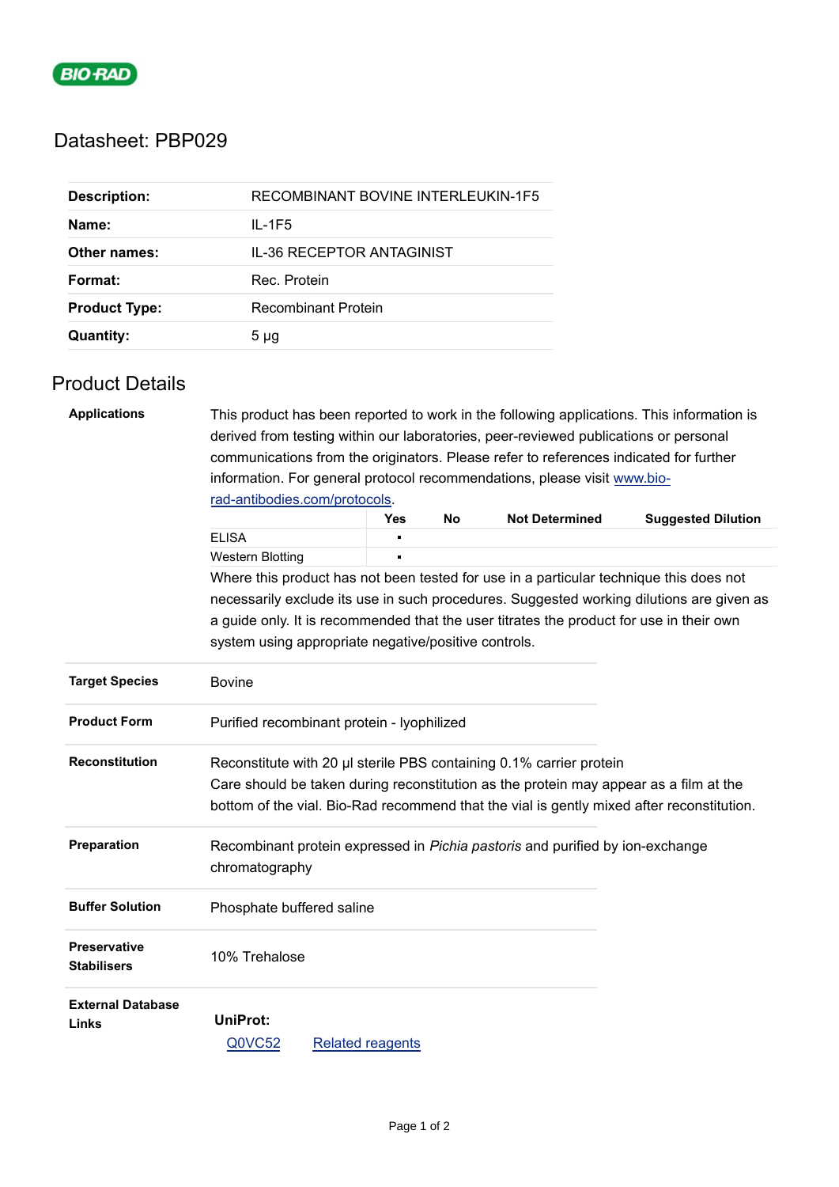BIO-RAD

# Datasheet: PBP029

| | |
|---|---|
| **Description:** | RECOMBINANT BOVINE INTERLEUKIN-1F5 |
| **Name:** | IL-1F5 |
| **Other names:** | IL-36 RECEPTOR ANTAGINIST |
| **Format:** | Rec. Protein |
| **Product Type:** | Recombinant Protein |
| **Quantity:** | 5 µg |

## Product Details

**Applications**

This product has been reported to work in the following applications. This information is derived from testing within our laboratories, peer-reviewed publications or personal communications from the originators. Please refer to references indicated for further information. For general protocol recommendations, please visit [www.bio-rad-antibodies.com/protocols](www.bio-rad-antibodies.com/protocols).

| | Yes | No | Not Determined | Suggested Dilution |
|---|---|---|---|---|
| ELISA | ▪ | | | |
| Western Blotting | ▪ | | | |

Where this product has not been tested for use in a particular technique this does not necessarily exclude its use in such procedures. Suggested working dilutions are given as a guide only. It is recommended that the user titrates the product for use in their own system using appropriate negative/positive controls.

**Target Species**

Bovine

**Product Form**

Purified recombinant protein - lyophilized

**Reconstitution**

Reconstitute with 20 µl sterile PBS containing 0.1% carrier protein
Care should be taken during reconstitution as the protein may appear as a film at the bottom of the vial. Bio-Rad recommend that the vial is gently mixed after reconstitution.

**Preparation**

Recombinant protein expressed in *Pichia pastoris* and purified by ion-exchange chromatography

**Buffer Solution**

Phosphate buffered saline

**Preservative Stabilisers**

10% Trehalose

**External Database Links**

**UniProt:**

[Q0VC52](Q0VC52) [Related reagents](Related reagents)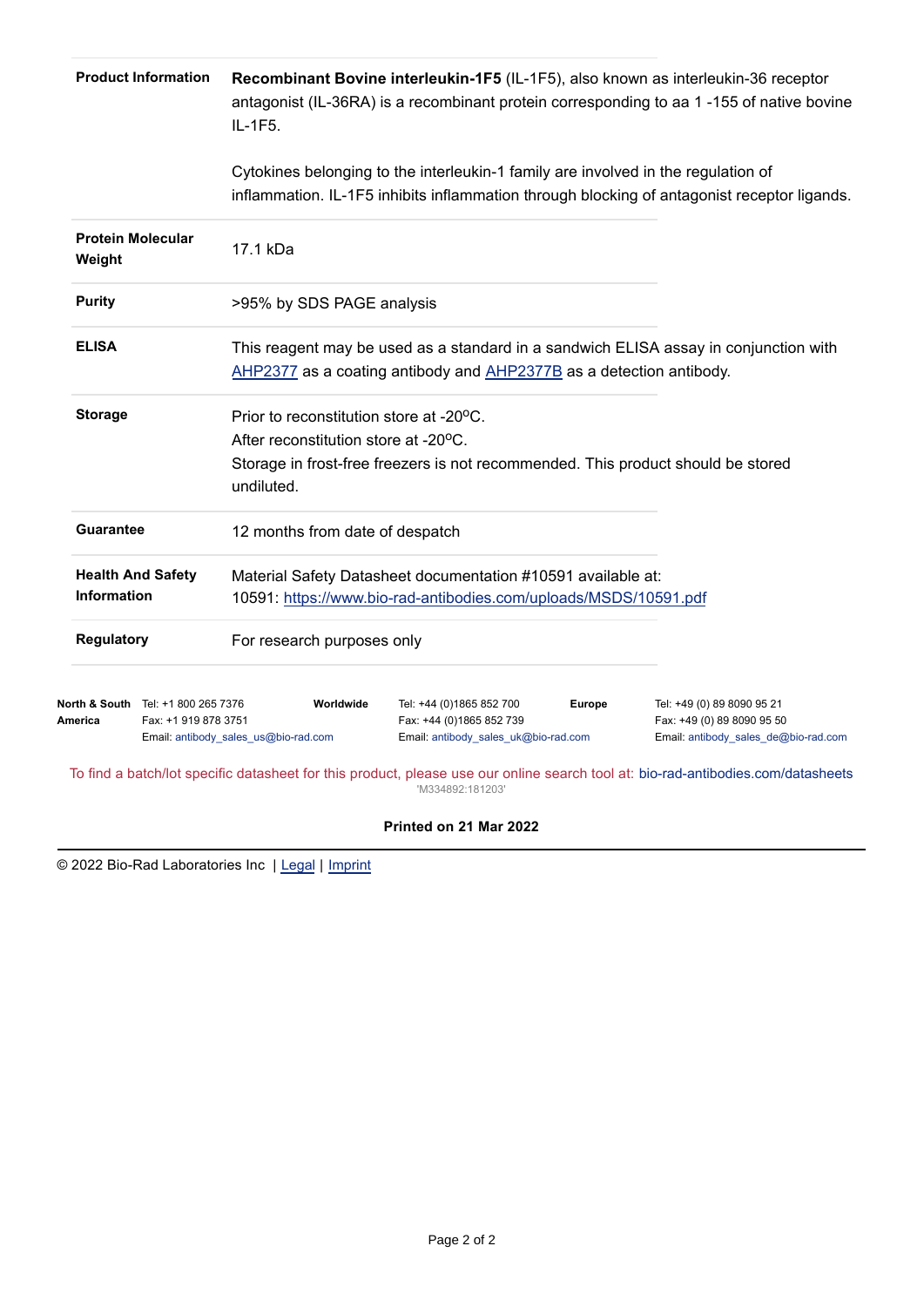| | |
|---|---|
| **Product Information** | **Recombinant Bovine interleukin-1F5** (IL-1F5), also known as interleukin-36 receptor antagonist (IL-36RA) is a recombinant protein corresponding to aa 1 -155 of native bovine IL-1F5.<br><br>Cytokines belonging to the interleukin-1 family are involved in the regulation of inflammation. IL-1F5 inhibits inflammation through blocking of antagonist receptor ligands. |
| **Protein Molecular Weight** | 17.1 kDa |
| **Purity** | >95% by SDS PAGE analysis |
| **ELISA** | This reagent may be used as a standard in a sandwich ELISA assay in conjunction with AHP2377 as a coating antibody and AHP2377B as a detection antibody. |
| **Storage** | Prior to reconstitution store at -20$^{o}$C.<br>After reconstitution store at -20$^{o}$C.<br>Storage in frost-free freezers is not recommended. This product should be stored undiluted. |
| **Guarantee** | 12 months from date of despatch |
| **Health And Safety Information** | Material Safety Datasheet documentation #10591 available at:<br>10591: https://www.bio-rad-antibodies.com/uploads/MSDS/10591.pdf |
| **Regulatory** | For research purposes only |

**North & South America**
Tel: +1 800 265 7376
Fax: +1 919 878 3751
Email: antibody_sales_us@bio-rad.com

**Worldwide**
Tel: +44 (0)1865 852 700
Fax: +44 (0)1865 852 739
Email: antibody_sales_uk@bio-rad.com

**Europe**
Tel: +49 (0) 89 8090 95 21
Fax: +49 (0) 89 8090 95 50
Email: antibody_sales_de@bio-rad.com

To find a batch/lot specific datasheet for this product, please use our online search tool at: bio-rad-antibodies.com/datasheets

'M334892:181203'

**Printed on 21 Mar 2022**

© 2022 Bio-Rad Laboratories Inc | Legal | Imprint